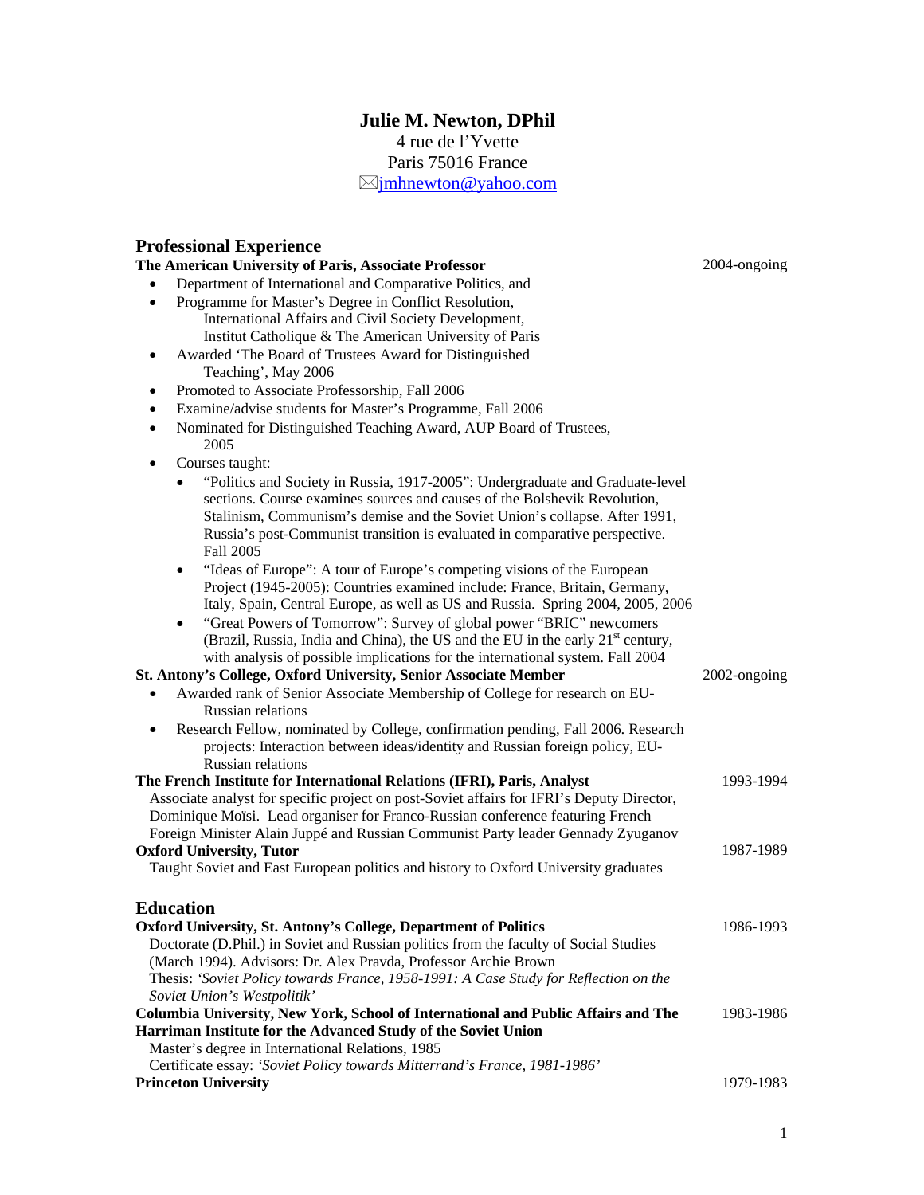# Julie M. Newton, DPhil

4 rue de l'Yvette
Paris 75016 France
✉jmhnewton@yahoo.com

## Professional Experience

**The American University of Paris, Associate Professor** 2004-ongoing

- Department of International and Comparative Politics, and
- Programme for Master's Degree in Conflict Resolution, International Affairs and Civil Society Development, Institut Catholique & The American University of Paris
- Awarded 'The Board of Trustees Award for Distinguished Teaching', May 2006
- Promoted to Associate Professorship, Fall 2006
- Examine/advise students for Master's Programme, Fall 2006
- Nominated for Distinguished Teaching Award, AUP Board of Trustees, 2005
- Courses taught:
  - "Politics and Society in Russia, 1917-2005": Undergraduate and Graduate-level sections. Course examines sources and causes of the Bolshevik Revolution, Stalinism, Communism's demise and the Soviet Union's collapse. After 1991, Russia's post-Communist transition is evaluated in comparative perspective. Fall 2005
  - "Ideas of Europe": A tour of Europe's competing visions of the European Project (1945-2005): Countries examined include: France, Britain, Germany, Italy, Spain, Central Europe, as well as US and Russia. Spring 2004, 2005, 2006
  - "Great Powers of Tomorrow": Survey of global power "BRIC" newcomers (Brazil, Russia, India and China), the US and the EU in the early 21st century, with analysis of possible implications for the international system. Fall 2004

**St. Antony's College, Oxford University, Senior Associate Member** 2002-ongoing

- Awarded rank of Senior Associate Membership of College for research on EU-Russian relations
- Research Fellow, nominated by College, confirmation pending, Fall 2006. Research projects: Interaction between ideas/identity and Russian foreign policy, EU-Russian relations

**The French Institute for International Relations (IFRI), Paris, Analyst** 1993-1994

Associate analyst for specific project on post-Soviet affairs for IFRI's Deputy Director, Dominique Moïsi. Lead organiser for Franco-Russian conference featuring French Foreign Minister Alain Juppé and Russian Communist Party leader Gennady Zyuganov

**Oxford University, Tutor** 1987-1989

Taught Soviet and East European politics and history to Oxford University graduates

## Education

**Oxford University, St. Antony's College, Department of Politics** 1986-1993

Doctorate (D.Phil.) in Soviet and Russian politics from the faculty of Social Studies (March 1994). Advisors: Dr. Alex Pravda, Professor Archie Brown

Thesis: *'Soviet Policy towards France, 1958-1991: A Case Study for Reflection on the Soviet Union's Westpolitik'*

**Columbia University, New York, School of International and Public Affairs and The Harriman Institute for the Advanced Study of the Soviet Union** 1983-1986

Master's degree in International Relations, 1985

Certificate essay: *'Soviet Policy towards Mitterrand's France, 1981-1986'*

**Princeton University** 1979-1983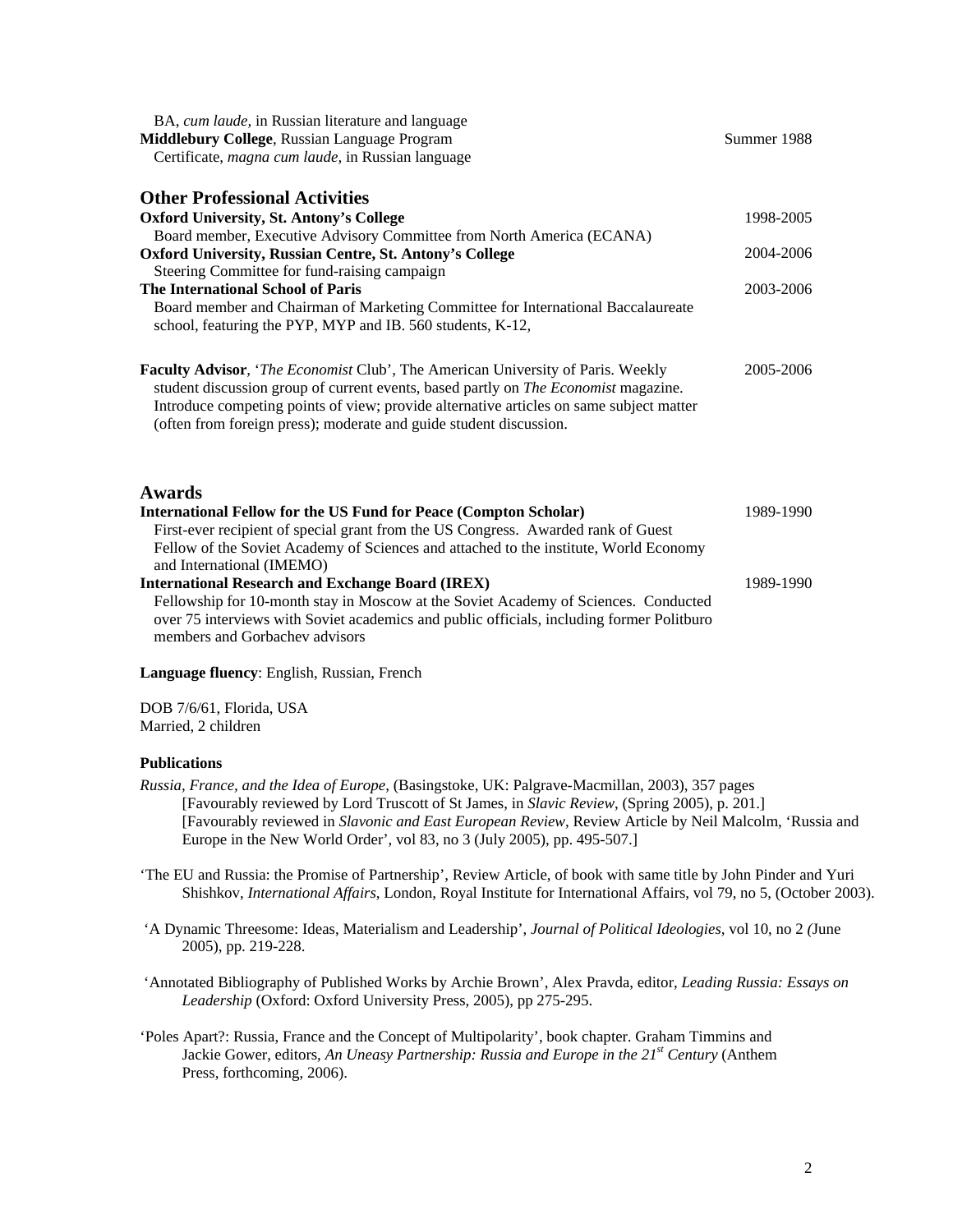BA, *cum laude,* in Russian literature and language
**Middlebury College**, Russian Language Program — Summer 1988
Certificate, *magna cum laude,* in Russian language

## Other Professional Activities

**Oxford University, St. Antony's College** — 1998-2005
Board member, Executive Advisory Committee from North America (ECANA)

**Oxford University, Russian Centre, St. Antony's College** — 2004-2006
Steering Committee for fund-raising campaign

**The International School of Paris** — 2003-2006
Board member and Chairman of Marketing Committee for International Baccalaureate school, featuring the PYP, MYP and IB. 560 students, K-12,

**Faculty Advisor**, '*The Economist* Club', The American University of Paris. Weekly student discussion group of current events, based partly on *The Economist* magazine. Introduce competing points of view; provide alternative articles on same subject matter (often from foreign press); moderate and guide student discussion. — 2005-2006

## Awards

**International Fellow for the US Fund for Peace (Compton Scholar)** — 1989-1990
First-ever recipient of special grant from the US Congress. Awarded rank of Guest Fellow of the Soviet Academy of Sciences and attached to the institute, World Economy and International (IMEMO)

**International Research and Exchange Board (IREX)** — 1989-1990
Fellowship for 10-month stay in Moscow at the Soviet Academy of Sciences. Conducted over 75 interviews with Soviet academics and public officials, including former Politburo members and Gorbachev advisors

**Language fluency**: English, Russian, French

DOB 7/6/61, Florida, USA
Married, 2 children

### Publications

*Russia, France, and the Idea of Europe*, (Basingstoke, UK: Palgrave-Macmillan, 2003), 357 pages
[Favourably reviewed by Lord Truscott of St James, in *Slavic Review*, (Spring 2005), p. 201.]
[Favourably reviewed in *Slavonic and East European Review*, Review Article by Neil Malcolm, 'Russia and Europe in the New World Order', vol 83, no 3 (July 2005), pp. 495-507.]

'The EU and Russia: the Promise of Partnership', Review Article, of book with same title by John Pinder and Yuri Shishkov, *International Affairs*, London, Royal Institute for International Affairs, vol 79, no 5, (October 2003).

'A Dynamic Threesome: Ideas, Materialism and Leadership', *Journal of Political Ideologies*, vol 10, no 2 (June 2005), pp. 219-228.

'Annotated Bibliography of Published Works by Archie Brown', Alex Pravda, editor, *Leading Russia: Essays on Leadership* (Oxford: Oxford University Press, 2005), pp 275-295.

'Poles Apart?: Russia, France and the Concept of Multipolarity', book chapter. Graham Timmins and Jackie Gower, editors, *An Uneasy Partnership: Russia and Europe in the 21st Century* (Anthem Press, forthcoming, 2006).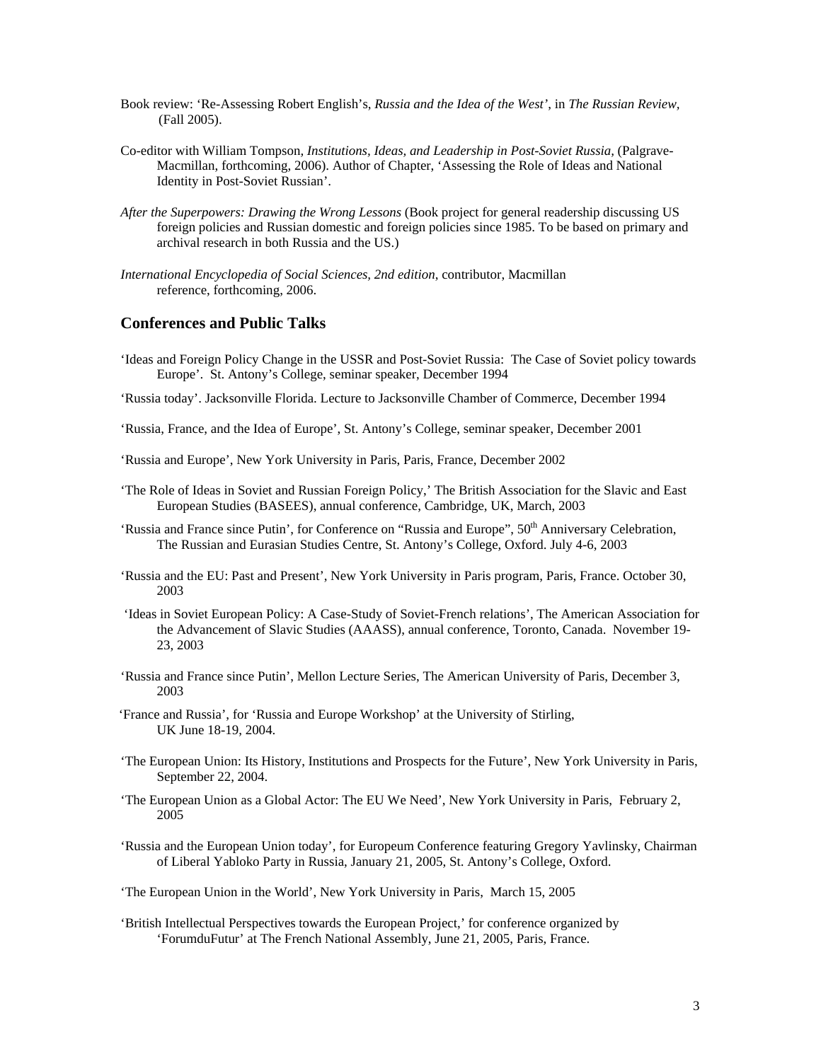Book review: 'Re-Assessing Robert English's, *Russia and the Idea of the West*', in *The Russian Review*, (Fall 2005).

Co-editor with William Tompson, *Institutions, Ideas, and Leadership in Post-Soviet Russia*, (Palgrave-Macmillan, forthcoming, 2006). Author of Chapter, 'Assessing the Role of Ideas and National Identity in Post-Soviet Russian'.

*After the Superpowers: Drawing the Wrong Lessons* (Book project for general readership discussing US foreign policies and Russian domestic and foreign policies since 1985. To be based on primary and archival research in both Russia and the US.)

*International Encyclopedia of Social Sciences, 2nd edition*, contributor, Macmillan reference, forthcoming, 2006.

## Conferences and Public Talks

'Ideas and Foreign Policy Change in the USSR and Post-Soviet Russia: The Case of Soviet policy towards Europe'. St. Antony's College, seminar speaker, December 1994

'Russia today'. Jacksonville Florida. Lecture to Jacksonville Chamber of Commerce, December 1994

'Russia, France, and the Idea of Europe', St. Antony's College, seminar speaker, December 2001

'Russia and Europe', New York University in Paris, Paris, France, December 2002

'The Role of Ideas in Soviet and Russian Foreign Policy,' The British Association for the Slavic and East European Studies (BASEES), annual conference, Cambridge, UK, March, 2003

'Russia and France since Putin', for Conference on "Russia and Europe", 50th Anniversary Celebration, The Russian and Eurasian Studies Centre, St. Antony's College, Oxford. July 4-6, 2003

'Russia and the EU: Past and Present', New York University in Paris program, Paris, France. October 30, 2003

'Ideas in Soviet European Policy: A Case-Study of Soviet-French relations', The American Association for the Advancement of Slavic Studies (AAASS), annual conference, Toronto, Canada. November 19-23, 2003

'Russia and France since Putin', Mellon Lecture Series, The American University of Paris, December 3, 2003

'France and Russia', for 'Russia and Europe Workshop' at the University of Stirling, UK June 18-19, 2004.

'The European Union: Its History, Institutions and Prospects for the Future', New York University in Paris, September 22, 2004.

'The European Union as a Global Actor: The EU We Need', New York University in Paris, February 2, 2005

'Russia and the European Union today', for Europeum Conference featuring Gregory Yavlinsky, Chairman of Liberal Yabloko Party in Russia, January 21, 2005, St. Antony's College, Oxford.

'The European Union in the World', New York University in Paris, March 15, 2005

'British Intellectual Perspectives towards the European Project,' for conference organized by 'ForumduFutur' at The French National Assembly, June 21, 2005, Paris, France.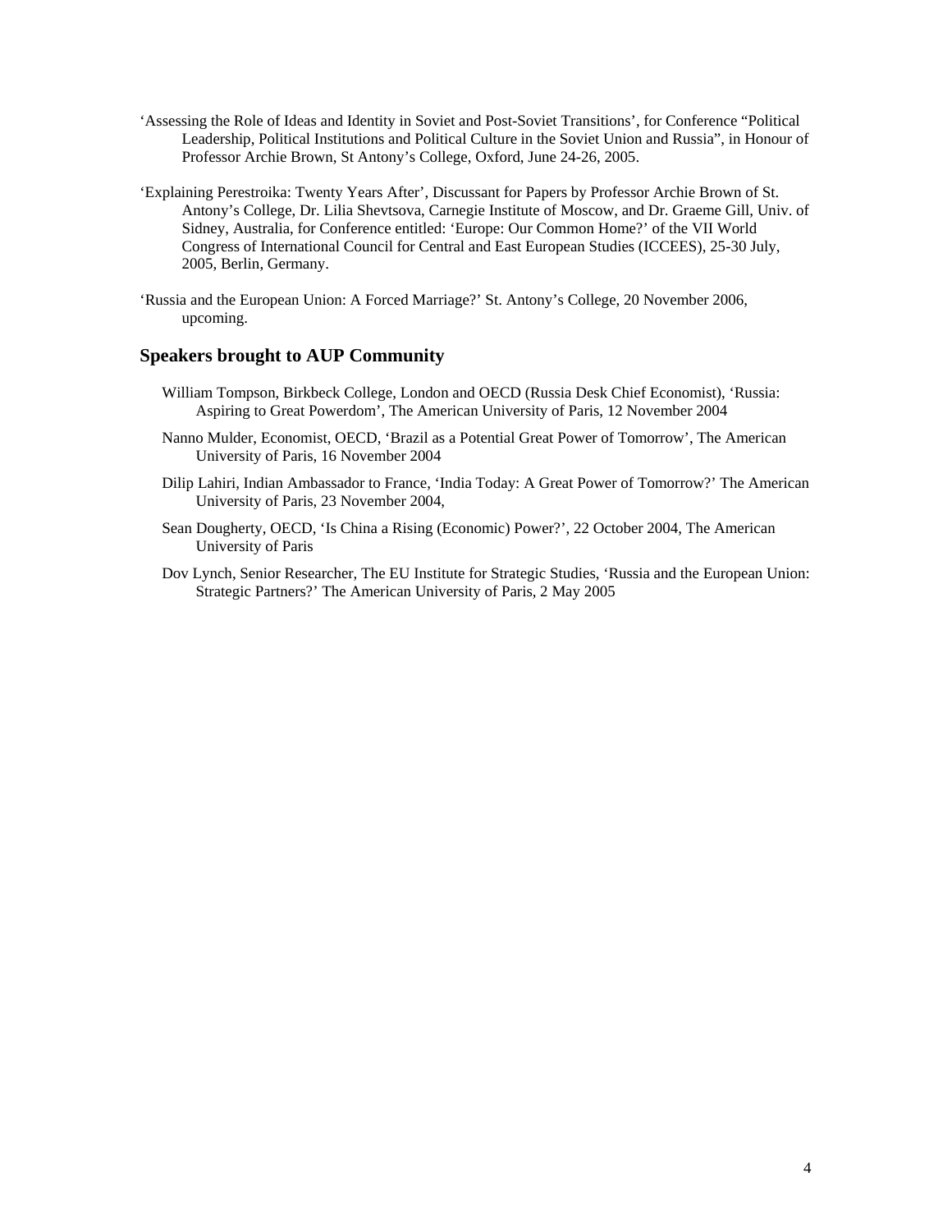'Assessing the Role of Ideas and Identity in Soviet and Post-Soviet Transitions', for Conference "Political Leadership, Political Institutions and Political Culture in the Soviet Union and Russia", in Honour of Professor Archie Brown, St Antony's College, Oxford, June 24-26, 2005.

'Explaining Perestroika: Twenty Years After', Discussant for Papers by Professor Archie Brown of St. Antony's College, Dr. Lilia Shevtsova, Carnegie Institute of Moscow, and Dr. Graeme Gill, Univ. of Sidney, Australia, for Conference entitled: 'Europe: Our Common Home?' of the VII World Congress of International Council for Central and East European Studies (ICCEES), 25-30 July, 2005, Berlin, Germany.

'Russia and the European Union: A Forced Marriage?' St. Antony's College, 20 November 2006, upcoming.

## Speakers brought to AUP Community

William Tompson, Birkbeck College, London and OECD (Russia Desk Chief Economist), 'Russia: Aspiring to Great Powerdom', The American University of Paris, 12 November 2004

Nanno Mulder, Economist, OECD, 'Brazil as a Potential Great Power of Tomorrow', The American University of Paris, 16 November 2004

Dilip Lahiri, Indian Ambassador to France, 'India Today: A Great Power of Tomorrow?' The American University of Paris, 23 November 2004,

Sean Dougherty, OECD, 'Is China a Rising (Economic) Power?', 22 October 2004, The American University of Paris

Dov Lynch, Senior Researcher, The EU Institute for Strategic Studies, 'Russia and the European Union: Strategic Partners?' The American University of Paris, 2 May 2005